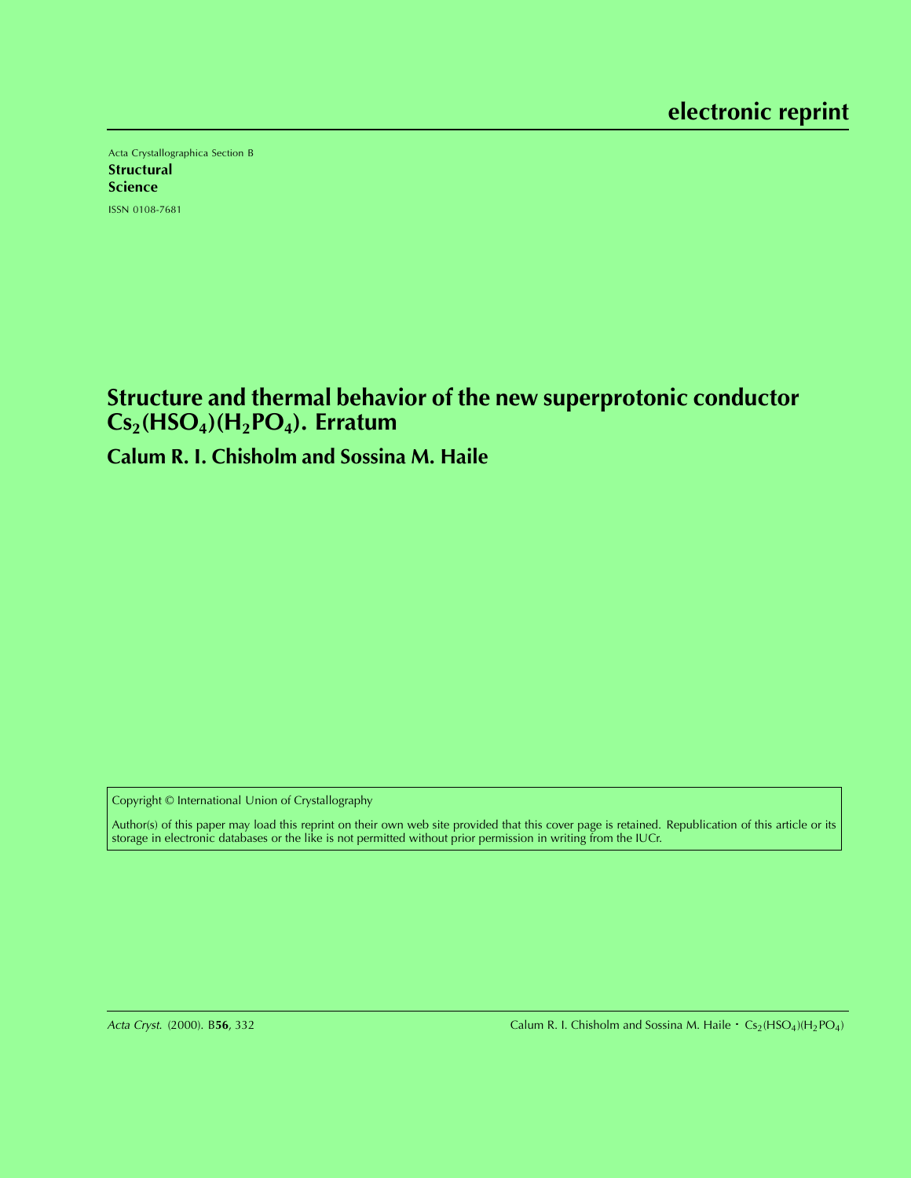electronic reprint

Acta Crystallographica Section B

**Structural Science**

ISSN 0108-7681

# Structure and thermal behavior of the new superprotonic conductor $Cs_2(HSO_4)(H_2PO_4)$. Erratum

## Calum R. I. Chisholm and Sossina M. Haile

Copyright © International Union of Crystallography

Author(s) of this paper may load this reprint on their own web site provided that this cover page is retained. Republication of this article or its storage in electronic databases or the like is not permitted without prior permission in writing from the IUCr.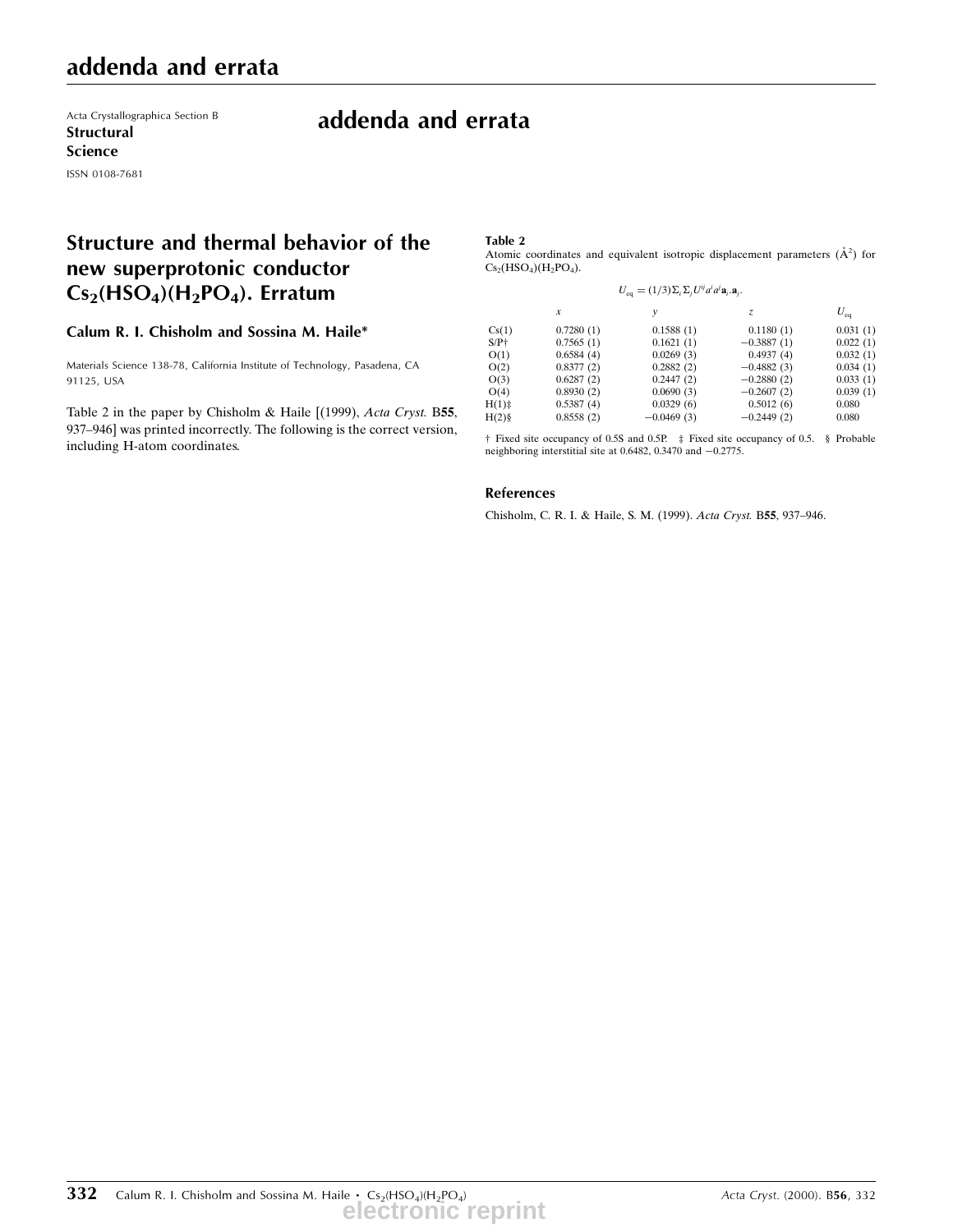# addenda and errata

Acta Crystallographica Section B
**Structural Science**
ISSN 0108-7681

## Structure and thermal behavior of the new superprotonic conductor $Cs_2(HSO_4)(H_2PO_4)$. Erratum

**Calum R. I. Chisholm and Sossina M. Haile***

Materials Science 138-78, California Institute of Technology, Pasadena, CA 91125, USA

Table 2 in the paper by Chisholm & Haile [(1999), *Acta Cryst.* B**55**, 937–946] was printed incorrectly. The following is the correct version, including H-atom coordinates.

**Table 2**
Atomic coordinates and equivalent isotropic displacement parameters (Å$^2$) for $Cs_2(HSO_4)(H_2PO_4)$.

$$U_{eq} = (1/3)\Sigma_i \Sigma_j U^{ij} a^i a^j \mathbf{a}_i.\mathbf{a}_j.$$

| | $x$ | $y$ | $z$ | $U_{eq}$ |
|---|---|---|---|---|
| Cs(1) | 0.7280 (1) | 0.1588 (1) | 0.1180 (1) | 0.031 (1) |
| S/P† | 0.7565 (1) | 0.1621 (1) | −0.3887 (1) | 0.022 (1) |
| O(1) | 0.6584 (4) | 0.0269 (3) | 0.4937 (4) | 0.032 (1) |
| O(2) | 0.8377 (2) | 0.2882 (2) | −0.4882 (3) | 0.034 (1) |
| O(3) | 0.6287 (2) | 0.2447 (2) | −0.2880 (2) | 0.033 (1) |
| O(4) | 0.8930 (2) | 0.0690 (3) | −0.2607 (2) | 0.039 (1) |
| H(1)‡ | 0.5387 (4) | 0.0329 (6) | 0.5012 (6) | 0.080 |
| H(2)§ | 0.8558 (2) | −0.0469 (3) | −0.2449 (2) | 0.080 |

† Fixed site occupancy of 0.5S and 0.5P. ‡ Fixed site occupancy of 0.5. § Probable neighboring interstitial site at 0.6482, 0.3470 and −0.2775.

### References

Chisholm, C. R. I. & Haile, S. M. (1999). *Acta Cryst.* B**55**, 937–946.